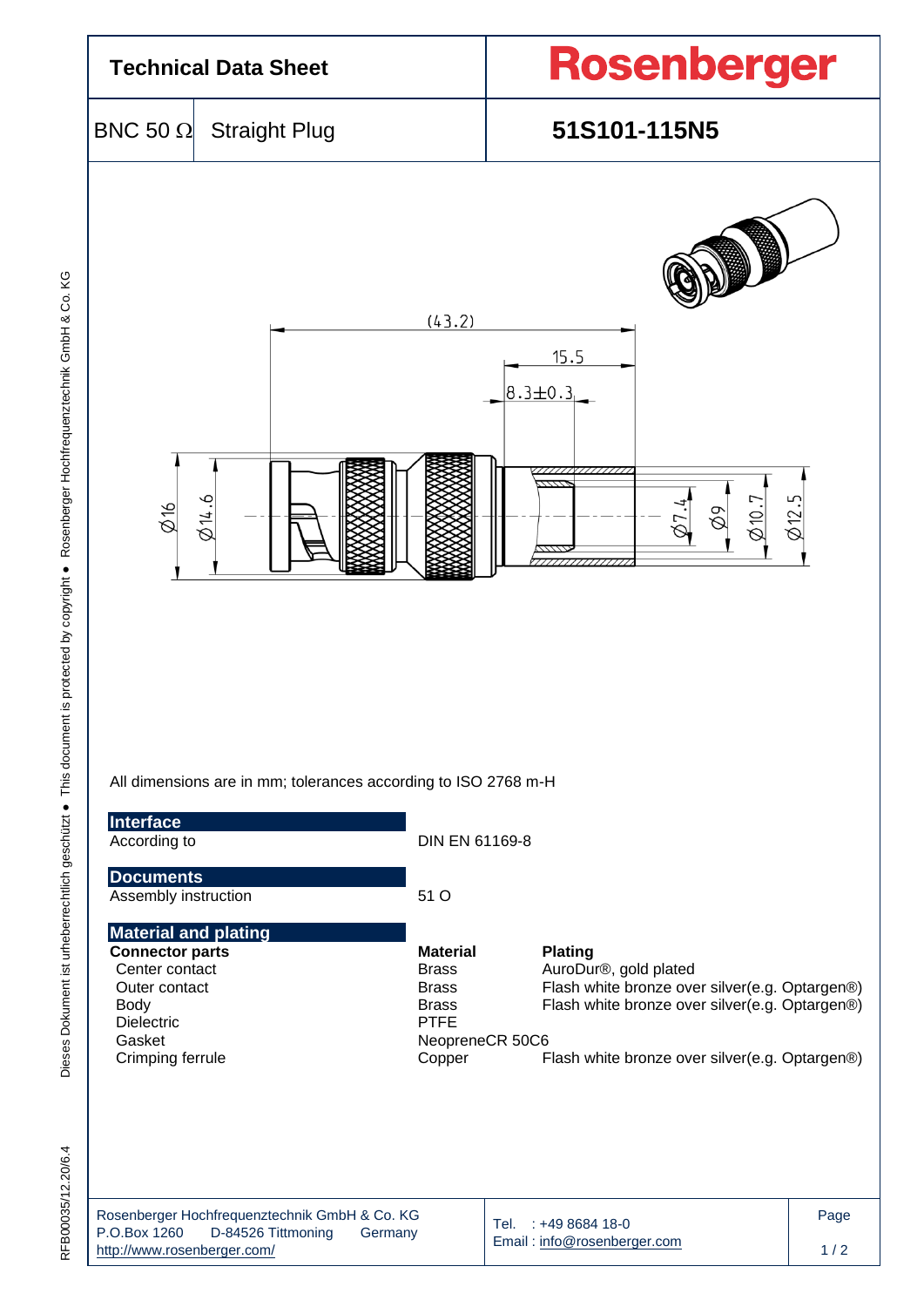# Technical Data Sheet

**Rosenberger**

| BNC 50 Ω | Straight Plug | **51S101-115N5** |
|---|---|---|

(43.2)

15.5

8.3±0.3

Ø16 Ø14.6 Ø7.4 Ø9 Ø10.7 Ø12.5

All dimensions are in mm; tolerances according to ISO 2768 m-H

## Interface

According to DIN EN 61169-8

## Documents

Assembly instruction 51 O

## Material and plating

| **Connector parts** | **Material** | **Plating** |
|---|---|---|
| Center contact | Brass | AuroDur®, gold plated |
| Outer contact | Brass | Flash white bronze over silver(e.g. Optargen®) |
| Body | Brass | Flash white bronze over silver(e.g. Optargen®) |
| Dielectric | PTFE | |
| Gasket | NeopreneCR 50C6 | |
| Crimping ferrule | Copper | Flash white bronze over silver(e.g. Optargen®) |

Rosenberger Hochfrequenztechnik GmbH & Co. KG
P.O.Box 1260 D-84526 Tittmoning Germany
http://www.rosenberger.com/

Tel. : +49 8684 18-0
Email : info@rosenberger.com

RFB00035/12.20/6.4

Dieses Dokument ist urheberrechtlich geschützt ● This document is protected by copyright ● Rosenberger Hochfrequenztechnik GmbH & Co. KG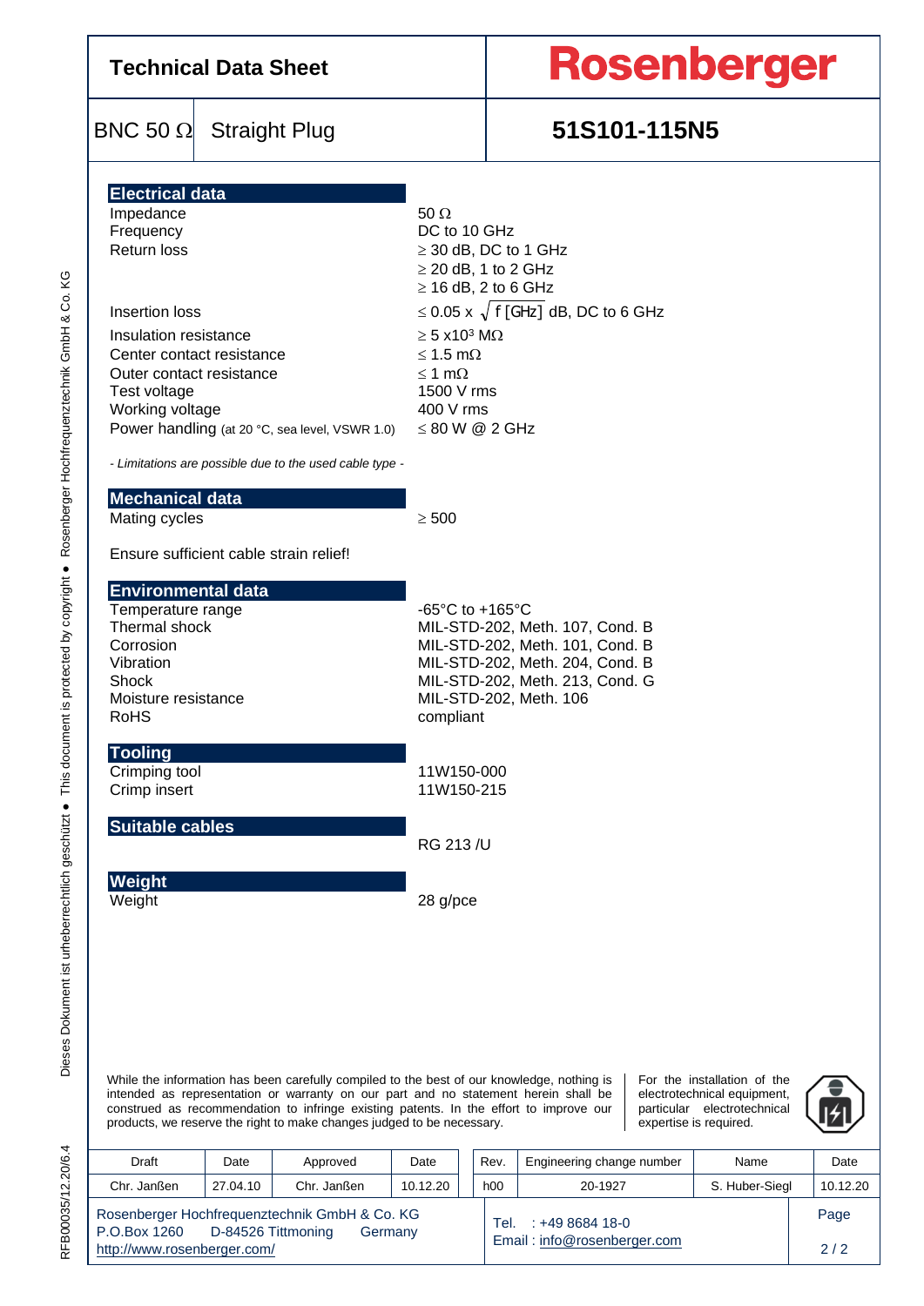# Technical Data Sheet

**Rosenberger**

BNC 50 Ω Straight Plug

## 51S101-115N5

### Electrical data

| | |
|---|---|
| Impedance | 50 Ω |
| Frequency | DC to 10 GHz |
| Return loss | ≥ 30 dB, DC to 1 GHz<br>≥ 20 dB, 1 to 2 GHz<br>≥ 16 dB, 2 to 6 GHz |
| Insertion loss | ≤ 0.05 x $\sqrt{f\,[GHz]}$ dB, DC to 6 GHz |
| Insulation resistance | ≥ 5 x10³ MΩ |
| Center contact resistance | ≤ 1.5 mΩ |
| Outer contact resistance | ≤ 1 mΩ |
| Test voltage | 1500 V rms |
| Working voltage | 400 V rms |
| Power handling (at 20 °C, sea level, VSWR 1.0) | ≤ 80 W @ 2 GHz |

*- Limitations are possible due to the used cable type -*

### Mechanical data

| | |
|---|---|
| Mating cycles | ≥ 500 |

Ensure sufficient cable strain relief!

### Environmental data

| | |
|---|---|
| Temperature range | -65°C to +165°C |
| Thermal shock | MIL-STD-202, Meth. 107, Cond. B |
| Corrosion | MIL-STD-202, Meth. 101, Cond. B |
| Vibration | MIL-STD-202, Meth. 204, Cond. B |
| Shock | MIL-STD-202, Meth. 213, Cond. G |
| Moisture resistance | MIL-STD-202, Meth. 106 |
| RoHS | compliant |

### Tooling

| | |
|---|---|
| Crimping tool | 11W150-000 |
| Crimp insert | 11W150-215 |

### Suitable cables

RG 213 /U

### Weight

| | |
|---|---|
| Weight | 28 g/pce |

While the information has been carefully compiled to the best of our knowledge, nothing is intended as representation or warranty on our part and no statement herein shall be construed as recommendation to infringe existing patents. In the effort to improve our products, we reserve the right to make changes judged to be necessary.

For the installation of the electrotechnical equipment, particular electrotechnical expertise is required.

| Draft | Date | Approved | Date | Rev. | Engineering change number | Name | Date |
|---|---|---|---|---|---|---|---|
| Chr. Janßen | 27.04.10 | Chr. Janßen | 10.12.20 | h00 | 20-1927 | S. Huber-Siegl | 10.12.20 |

Rosenberger Hochfrequenztechnik GmbH & Co. KG
P.O.Box 1260 D-84526 Tittmoning Germany
http://www.rosenberger.com/

Tel. : +49 8684 18-0
Email : info@rosenberger.com

RFB00035/12.20/6.4

Dieses Dokument ist urheberrechtlich geschützt ● This document is protected by copyright ● Rosenberger Hochfrequenztechnik GmbH & Co. KG